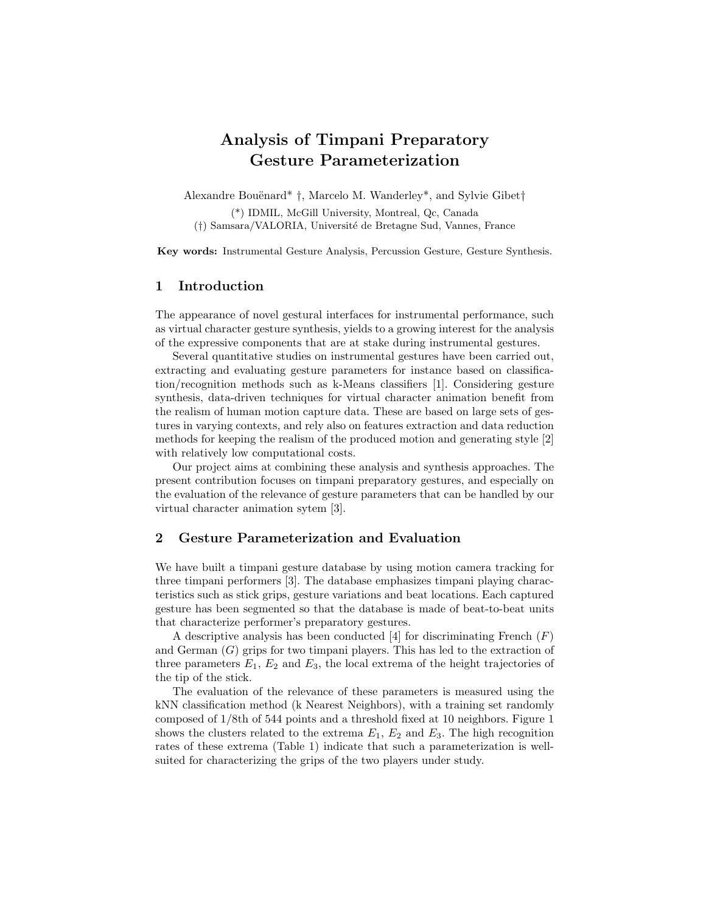# Analysis of Timpani Preparatory Gesture Parameterization

Alexandre Bouënard* †, Marcelo M. Wanderley*, and Sylvie Gibet†

(*) IDMIL, McGill University, Montreal, Qc, Canada
(†) Samsara/VALORIA, Université de Bretagne Sud, Vannes, France

**Key words:** Instrumental Gesture Analysis, Percussion Gesture, Gesture Synthesis.

## 1 Introduction

The appearance of novel gestural interfaces for instrumental performance, such as virtual character gesture synthesis, yields to a growing interest for the analysis of the expressive components that are at stake during instrumental gestures.

Several quantitative studies on instrumental gestures have been carried out, extracting and evaluating gesture parameters for instance based on classification/recognition methods such as k-Means classifiers [1]. Considering gesture synthesis, data-driven techniques for virtual character animation benefit from the realism of human motion capture data. These are based on large sets of gestures in varying contexts, and rely also on features extraction and data reduction methods for keeping the realism of the produced motion and generating style [2] with relatively low computational costs.

Our project aims at combining these analysis and synthesis approaches. The present contribution focuses on timpani preparatory gestures, and especially on the evaluation of the relevance of gesture parameters that can be handled by our virtual character animation sytem [3].

## 2 Gesture Parameterization and Evaluation

We have built a timpani gesture database by using motion camera tracking for three timpani performers [3]. The database emphasizes timpani playing characteristics such as stick grips, gesture variations and beat locations. Each captured gesture has been segmented so that the database is made of beat-to-beat units that characterize performer's preparatory gestures.

A descriptive analysis has been conducted [4] for discriminating French ($F$) and German ($G$) grips for two timpani players. This has led to the extraction of three parameters $E_1$, $E_2$ and $E_3$, the local extrema of the height trajectories of the tip of the stick.

The evaluation of the relevance of these parameters is measured using the kNN classification method (k Nearest Neighbors), with a training set randomly composed of 1/8th of 544 points and a threshold fixed at 10 neighbors. Figure 1 shows the clusters related to the extrema $E_1$, $E_2$ and $E_3$. The high recognition rates of these extrema (Table 1) indicate that such a parameterization is well-suited for characterizing the grips of the two players under study.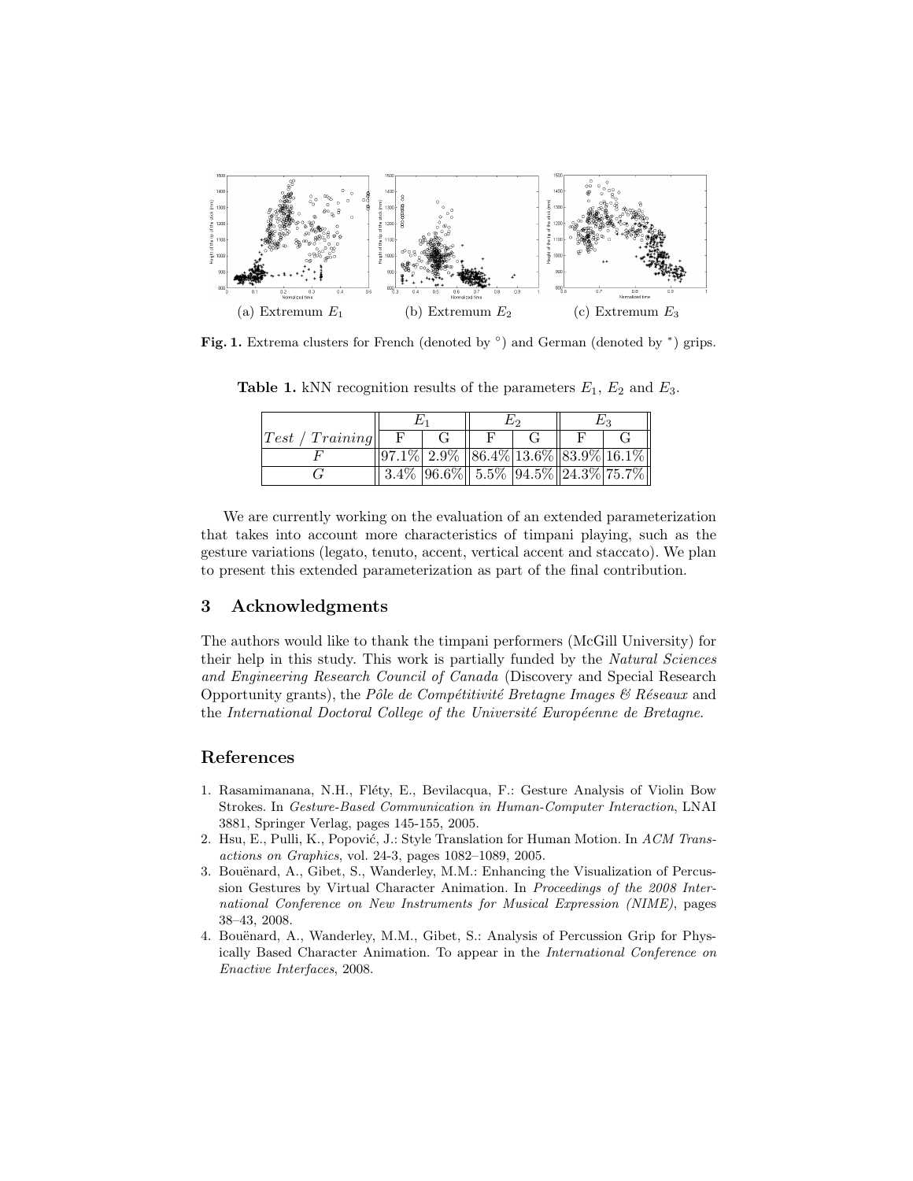1500
1400
1300
1200
1100
1000
900
800
Height of the tip of the stick (mm)
0 0.1 0.2 0.3 0.4 0.5
Normalized time

(a) Extremum $E_1$

1500
1400
1300
1200
1100
1000
900
800
Height of the tip of the stick (mm)
0.3 0.4 0.5 0.6 0.7 0.8 0.9 1
Normalized time

(b) Extremum $E_2$

1500
1400
1300
1200
1100
1000
900
800
Height of the tip of the stick (mm)
0.6 0.7 0.8 0.9 1
Normalized time

(c) Extremum $E_3$

**Fig. 1.** Extrema clusters for French (denoted by $^\circ$) and German (denoted by $^*$) grips.

**Table 1.** kNN recognition results of the parameters $E_1$, $E_2$ and $E_3$.

| | $E_1$ | | $E_2$ | | $E_3$ | |
|---|---|---|---|---|---|---|
| *Test / Training* | F | G | F | G | F | G |
| *F* | 97.1% | 2.9% | 86.4% | 13.6% | 83.9% | 16.1% |
| *G* | 3.4% | 96.6% | 5.5% | 94.5% | 24.3% | 75.7% |

We are currently working on the evaluation of an extended parameterization that takes into account more characteristics of timpani playing, such as the gesture variations (legato, tenuto, accent, vertical accent and staccato). We plan to present this extended parameterization as part of the final contribution.

## 3 Acknowledgments

The authors would like to thank the timpani performers (McGill University) for their help in this study. This work is partially funded by the *Natural Sciences and Engineering Research Council of Canada* (Discovery and Special Research Opportunity grants), the *Pôle de Compétitivité Bretagne Images & Réseaux* and the *International Doctoral College of the Université Européenne de Bretagne*.

## References

1. Rasamimanana, N.H., Fléty, E., Bevilacqua, F.: Gesture Analysis of Violin Bow Strokes. In *Gesture-Based Communication in Human-Computer Interaction*, LNAI 3881, Springer Verlag, pages 145-155, 2005.
2. Hsu, E., Pulli, K., Popović, J.: Style Translation for Human Motion. In *ACM Transactions on Graphics*, vol. 24-3, pages 1082–1089, 2005.
3. Bouënard, A., Gibet, S., Wanderley, M.M.: Enhancing the Visualization of Percussion Gestures by Virtual Character Animation. In *Proceedings of the 2008 International Conference on New Instruments for Musical Expression (NIME)*, pages 38–43, 2008.
4. Bouënard, A., Wanderley, M.M., Gibet, S.: Analysis of Percussion Grip for Physically Based Character Animation. To appear in the *International Conference on Enactive Interfaces*, 2008.